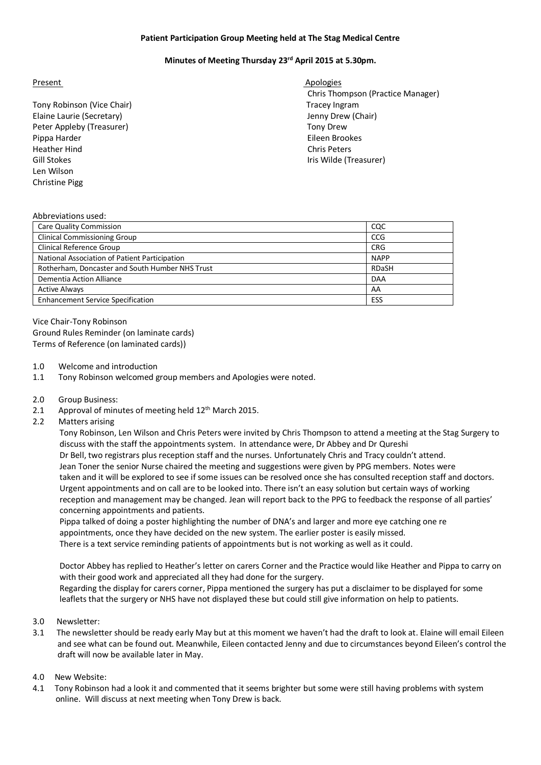**Patient Participation Group Meeting held at The Stag Medical Centre**

**Minutes of Meeting Thursday 23rd April 2015 at 5.30pm.**

Present

Tony Robinson (Vice Chair)
Elaine Laurie (Secretary)
Peter Appleby (Treasurer)
Pippa Harder
Heather Hind
Gill Stokes
Len Wilson
Christine Pigg

Apologies

Chris Thompson (Practice Manager)
Tracey Ingram
Jenny Drew (Chair)
Tony Drew
Eileen Brookes
Chris Peters
Iris Wilde (Treasurer)

Abbreviations used:

| | |
|---|---|
| Care Quality Commission | CQC |
| Clinical Commissioning Group | CCG |
| Clinical Reference Group | CRG |
| National Association of Patient Participation | NAPP |
| Rotherham, Doncaster and South Humber NHS Trust | RDaSH |
| Dementia Action Alliance | DAA |
| Active Always | AA |
| Enhancement Service Specification | ESS |

Vice Chair-Tony Robinson
Ground Rules Reminder (on laminate cards)
Terms of Reference (on laminated cards))

1.0 Welcome and introduction

1.1 Tony Robinson welcomed group members and Apologies were noted.

2.0 Group Business:

2.1 Approval of minutes of meeting held 12th March 2015.

2.2 Matters arising

Tony Robinson, Len Wilson and Chris Peters were invited by Chris Thompson to attend a meeting at the Stag Surgery to discuss with the staff the appointments system. In attendance were, Dr Abbey and Dr Qureshi Dr Bell, two registrars plus reception staff and the nurses. Unfortunately Chris and Tracy couldn't attend. Jean Toner the senior Nurse chaired the meeting and suggestions were given by PPG members. Notes were taken and it will be explored to see if some issues can be resolved once she has consulted reception staff and doctors. Urgent appointments and on call are to be looked into. There isn't an easy solution but certain ways of working reception and management may be changed. Jean will report back to the PPG to feedback the response of all parties' concerning appointments and patients.

Pippa talked of doing a poster highlighting the number of DNA's and larger and more eye catching one re appointments, once they have decided on the new system. The earlier poster is easily missed.

There is a text service reminding patients of appointments but is not working as well as it could.

Doctor Abbey has replied to Heather's letter on carers Corner and the Practice would like Heather and Pippa to carry on with their good work and appreciated all they had done for the surgery.

Regarding the display for carers corner, Pippa mentioned the surgery has put a disclaimer to be displayed for some leaflets that the surgery or NHS have not displayed these but could still give information on help to patients.

3.0 Newsletter:

3.1 The newsletter should be ready early May but at this moment we haven't had the draft to look at. Elaine will email Eileen and see what can be found out. Meanwhile, Eileen contacted Jenny and due to circumstances beyond Eileen's control the draft will now be available later in May.

4.0 New Website:

4.1 Tony Robinson had a look it and commented that it seems brighter but some were still having problems with system online. Will discuss at next meeting when Tony Drew is back.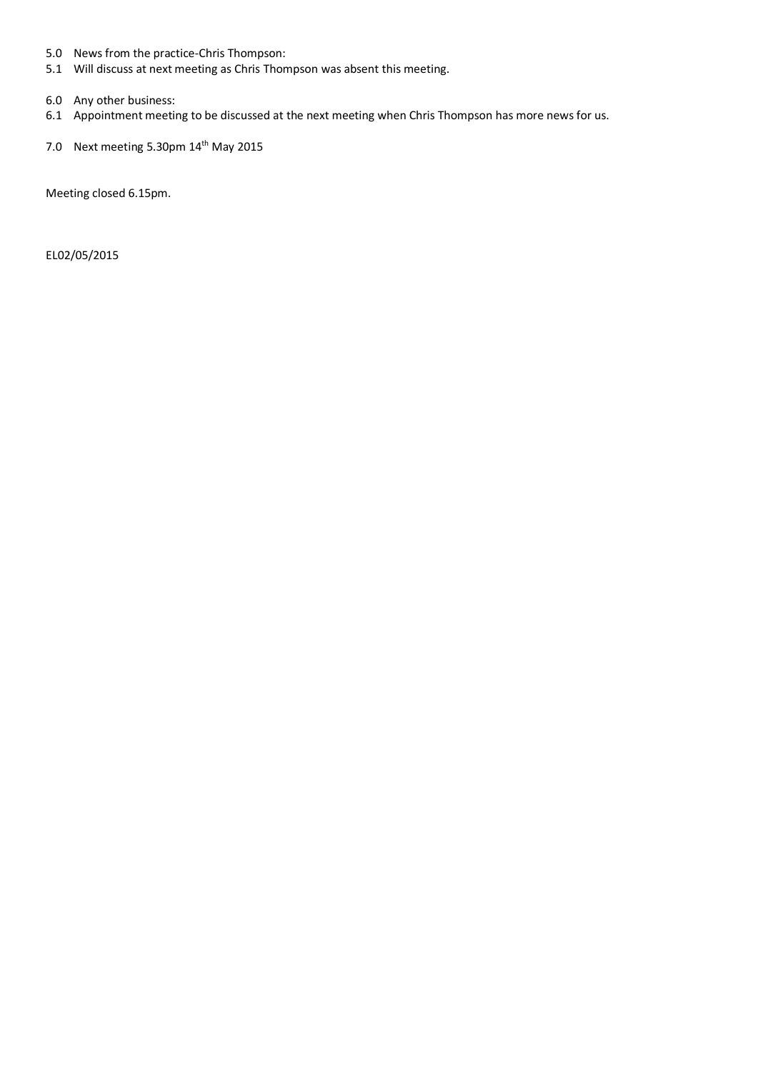5.0 News from the practice-Chris Thompson:

5.1 Will discuss at next meeting as Chris Thompson was absent this meeting.

6.0 Any other business:

6.1 Appointment meeting to be discussed at the next meeting when Chris Thompson has more news for us.

7.0 Next meeting 5.30pm 14th May 2015

Meeting closed 6.15pm.

EL02/05/2015